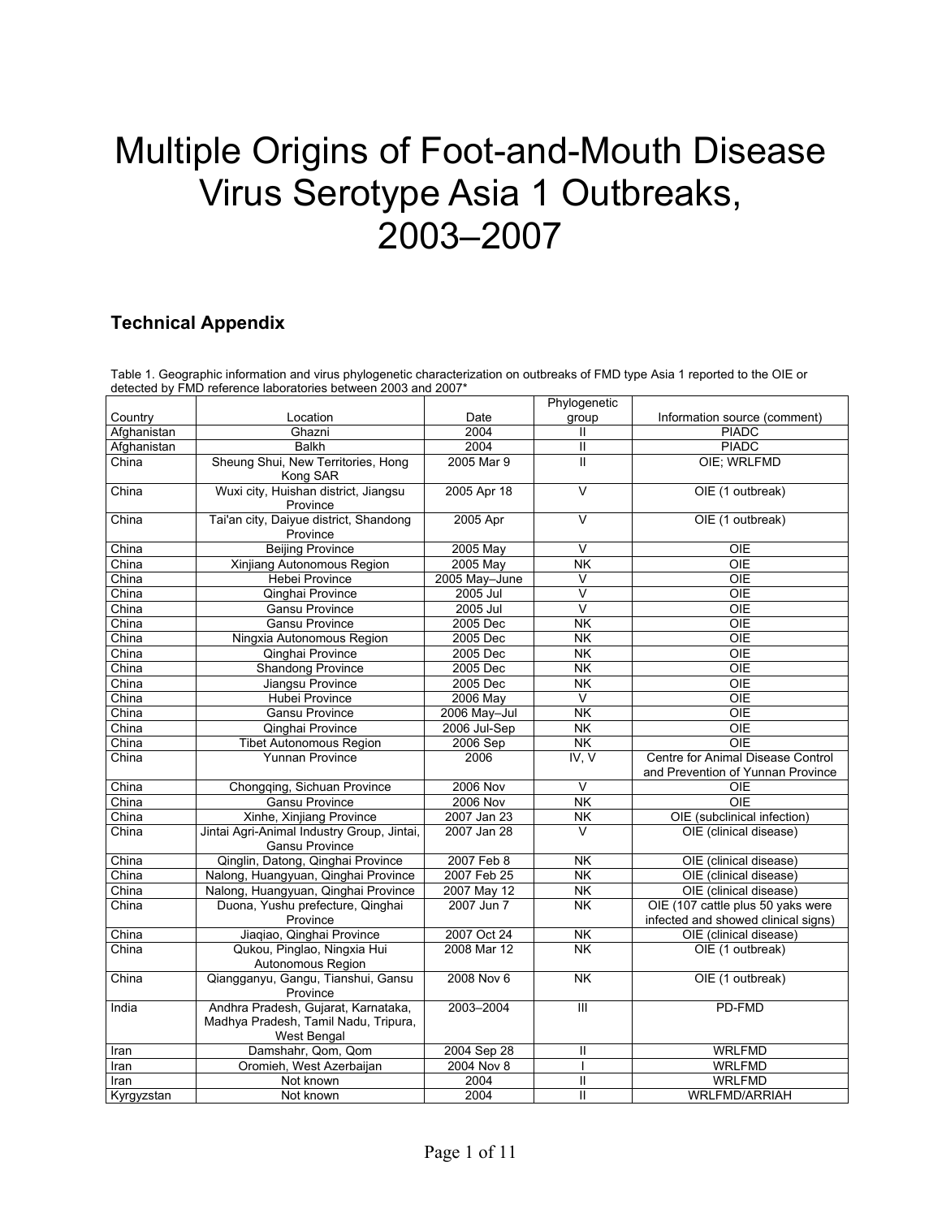# Multiple Origins of Foot-and-Mouth Disease Virus Serotype Asia 1 Outbreaks, 2003–2007

## Technical Appendix

Table 1. Geographic information and virus phylogenetic characterization on outbreaks of FMD type Asia 1 reported to the OIE or detected by FMD reference laboratories between 2003 and 2007*

| Country | Location | Date | Phylogenetic group | Information source (comment) |
|---|---|---|---|---|
| Afghanistan | Ghazni | 2004 | II | PIADC |
| Afghanistan | Balkh | 2004 | II | PIADC |
| China | Sheung Shui, New Territories, Hong Kong SAR | 2005 Mar 9 | II | OIE; WRLFMD |
| China | Wuxi city, Huishan district, Jiangsu Province | 2005 Apr 18 | V | OIE (1 outbreak) |
| China | Tai'an city, Daiyue district, Shandong Province | 2005 Apr | V | OIE (1 outbreak) |
| China | Beijing Province | 2005 May | V | OIE |
| China | Xinjiang Autonomous Region | 2005 May | NK | OIE |
| China | Hebei Province | 2005 May–June | V | OIE |
| China | Qinghai Province | 2005 Jul | V | OIE |
| China | Gansu Province | 2005 Jul | V | OIE |
| China | Gansu Province | 2005 Dec | NK | OIE |
| China | Ningxia Autonomous Region | 2005 Dec | NK | OIE |
| China | Qinghai Province | 2005 Dec | NK | OIE |
| China | Shandong Province | 2005 Dec | NK | OIE |
| China | Jiangsu Province | 2005 Dec | NK | OIE |
| China | Hubei Province | 2006 May | V | OIE |
| China | Gansu Province | 2006 May–Jul | NK | OIE |
| China | Qinghai Province | 2006 Jul-Sep | NK | OIE |
| China | Tibet Autonomous Region | 2006 Sep | NK | OIE |
| China | Yunnan Province | 2006 | IV, V | Centre for Animal Disease Control and Prevention of Yunnan Province |
| China | Chongqing, Sichuan Province | 2006 Nov | V | OIE |
| China | Gansu Province | 2006 Nov | NK | OIE |
| China | Xinhe, Xinjiang Province | 2007 Jan 23 | NK | OIE (subclinical infection) |
| China | Jintai Agri-Animal Industry Group, Jintai, Gansu Province | 2007 Jan 28 | V | OIE (clinical disease) |
| China | Qinglin, Datong, Qinghai Province | 2007 Feb 8 | NK | OIE (clinical disease) |
| China | Nalong, Huangyuan, Qinghai Province | 2007 Feb 25 | NK | OIE (clinical disease) |
| China | Nalong, Huangyuan, Qinghai Province | 2007 May 12 | NK | OIE (clinical disease) |
| China | Duona, Yushu prefecture, Qinghai Province | 2007 Jun 7 | NK | OIE (107 cattle plus 50 yaks were infected and showed clinical signs) |
| China | Jiaqiao, Qinghai Province | 2007 Oct 24 | NK | OIE (clinical disease) |
| China | Qukou, Pinglao, Ningxia Hui Autonomous Region | 2008 Mar 12 | NK | OIE (1 outbreak) |
| China | Qiangganyu, Gangu, Tianshui, Gansu Province | 2008 Nov 6 | NK | OIE (1 outbreak) |
| India | Andhra Pradesh, Gujarat, Karnataka, Madhya Pradesh, Tamil Nadu, Tripura, West Bengal | 2003–2004 | III | PD-FMD |
| Iran | Damshahr, Qom, Qom | 2004 Sep 28 | II | WRLFMD |
| Iran | Oromieh, West Azerbaijan | 2004 Nov 8 | I | WRLFMD |
| Iran | Not known | 2004 | II | WRLFMD |
| Kyrgyzstan | Not known | 2004 | II | WRLFMD/ARRIAH |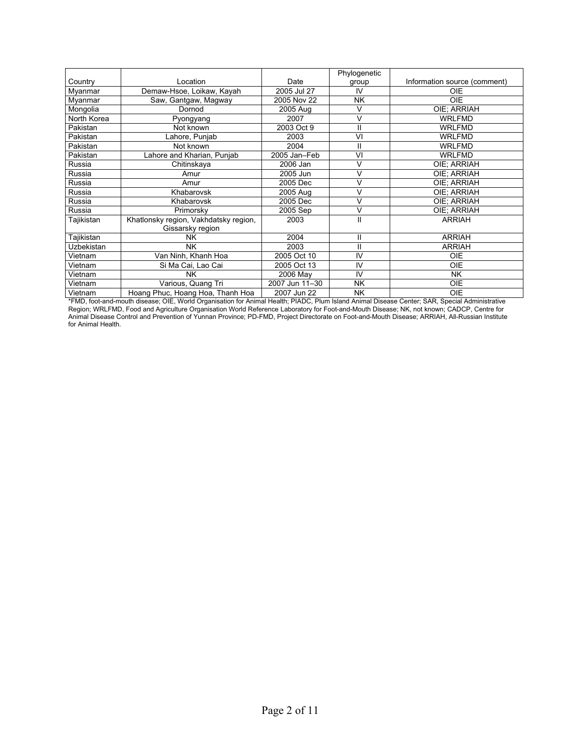| Country | Location | Date | Phylogenetic group | Information source (comment) |
|---|---|---|---|---|
| Myanmar | Demaw-Hsoe, Loikaw, Kayah | 2005 Jul 27 | IV | OIE |
| Myanmar | Saw, Gantgaw, Magway | 2005 Nov 22 | NK | OIE |
| Mongolia | Dornod | 2005 Aug | V | OIE; ARRIAH |
| North Korea | Pyongyang | 2007 | V | WRLFMD |
| Pakistan | Not known | 2003 Oct 9 | II | WRLFMD |
| Pakistan | Lahore, Punjab | 2003 | VI | WRLFMD |
| Pakistan | Not known | 2004 | II | WRLFMD |
| Pakistan | Lahore and Kharian, Punjab | 2005 Jan–Feb | VI | WRLFMD |
| Russia | Chitinskaya | 2006 Jan | V | OIE; ARRIAH |
| Russia | Amur | 2005 Jun | V | OIE; ARRIAH |
| Russia | Amur | 2005 Dec | V | OIE; ARRIAH |
| Russia | Khabarovsk | 2005 Aug | V | OIE; ARRIAH |
| Russia | Khabarovsk | 2005 Dec | V | OIE; ARRIAH |
| Russia | Primorsky | 2005 Sep | V | OIE; ARRIAH |
| Tajikistan | Khatlonsky region, Vakhdatsky region, Gissarsky region | 2003 | II | ARRIAH |
| Tajikistan | NK | 2004 | II | ARRIAH |
| Uzbekistan | NK | 2003 | II | ARRIAH |
| Vietnam | Van Ninh, Khanh Hoa | 2005 Oct 10 | IV | OIE |
| Vietnam | Si Ma Cai, Lao Cai | 2005 Oct 13 | IV | OIE |
| Vietnam | NK | 2006 May | IV | NK |
| Vietnam | Various, Quang Tri | 2007 Jun 11–30 | NK | OIE |
| Vietnam | Hoang Phuc, Hoang Hoa, Thanh Hoa | 2007 Jun 22 | NK | OIE |

*FMD, foot-and-mouth disease; OIE, World Organisation for Animal Health; PIADC, Plum Island Animal Disease Center; SAR, Special Administrative Region; WRLFMD, Food and Agriculture Organisation World Reference Laboratory for Foot-and-Mouth Disease; NK, not known; CADCP, Centre for Animal Disease Control and Prevention of Yunnan Province; PD-FMD, Project Directorate on Foot-and-Mouth Disease; ARRIAH, All-Russian Institute for Animal Health.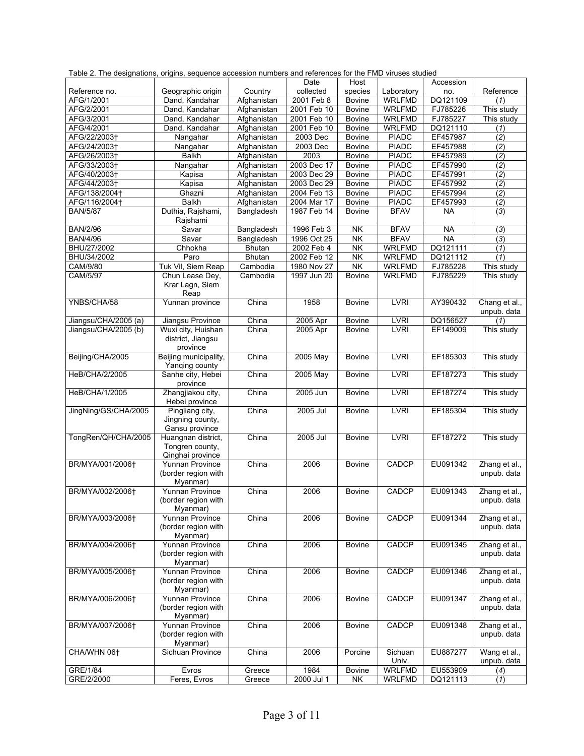Table 2. The designations, origins, sequence accession numbers and references for the FMD viruses studied

| Reference no. | Geographic origin | Country | Date collected | Host species | Laboratory | Accession no. | Reference |
|---|---|---|---|---|---|---|---|
| AFG/1/2001 | Dand, Kandahar | Afghanistan | 2001 Feb 8 | Bovine | WRLFMD | DQ121109 | (*1*) |
| AFG/2/2001 | Dand, Kandahar | Afghanistan | 2001 Feb 10 | Bovine | WRLFMD | FJ785226 | This study |
| AFG/3/2001 | Dand, Kandahar | Afghanistan | 2001 Feb 10 | Bovine | WRLFMD | FJ785227 | This study |
| AFG/4/2001 | Dand, Kandahar | Afghanistan | 2001 Feb 10 | Bovine | WRLFMD | DQ121110 | (*1*) |
| AFG/22/2003† | Nangahar | Afghanistan | 2003 Dec | Bovine | PIADC | EF457987 | (*2*) |
| AFG/24/2003† | Nangahar | Afghanistan | 2003 Dec | Bovine | PIADC | EF457988 | (*2*) |
| AFG/26/2003† | Balkh | Afghanistan | 2003 | Bovine | PIADC | EF457989 | (*2*) |
| AFG/33/2003† | Nangahar | Afghanistan | 2003 Dec 17 | Bovine | PIADC | EF457990 | (*2*) |
| AFG/40/2003† | Kapisa | Afghanistan | 2003 Dec 29 | Bovine | PIADC | EF457991 | (*2*) |
| AFG/44/2003† | Kapisa | Afghanistan | 2003 Dec 29 | Bovine | PIADC | EF457992 | (*2*) |
| AFG/138/2004† | Ghazni | Afghanistan | 2004 Feb 13 | Bovine | PIADC | EF457994 | (*2*) |
| AFG/116/2004† | Balkh | Afghanistan | 2004 Mar 17 | Bovine | PIADC | EF457993 | (*2*) |
| BAN/5/87 | Duthia, Rajshami, Rajshami | Bangladesh | 1987 Feb 14 | Bovine | BFAV | NA | (*3*) |
| BAN/2/96 | Savar | Bangladesh | 1996 Feb 3 | NK | BFAV | NA | (*3*) |
| BAN/4/96 | Savar | Bangladesh | 1996 Oct 25 | NK | BFAV | NA | (*3*) |
| BHU/27/2002 | Chhokha | Bhutan | 2002 Feb 4 | NK | WRLFMD | DQ121111 | (*1*) |
| BHU/34/2002 | Paro | Bhutan | 2002 Feb 12 | NK | WRLFMD | DQ121112 | (*1*) |
| CAM/9/80 | Tuk Vil, Siem Reap | Cambodia | 1980 Nov 27 | NK | WRLFMD | FJ785228 | This study |
| CAM/5/97 | Chun Lease Dey, Krar Lagn, Siem Reap | Cambodia | 1997 Jun 20 | Bovine | WRLFMD | FJ785229 | This study |
| YNBS/CHA/58 | Yunnan province | China | 1958 | Bovine | LVRI | AY390432 | Chang et al., unpub. data |
| Jiangsu/CHA/2005 (a) | Jiangsu Province | China | 2005 Apr | Bovine | LVRI | DQ156527 | (*1*) |
| Jiangsu/CHA/2005 (b) | Wuxi city, Huishan district, Jiangsu province | China | 2005 Apr | Bovine | LVRI | EF149009 | This study |
| Beijing/CHA/2005 | Beijing municipality, Yanqing county | China | 2005 May | Bovine | LVRI | EF185303 | This study |
| HeB/CHA/2/2005 | Sanhe city, Hebei province | China | 2005 May | Bovine | LVRI | EF187273 | This study |
| HeB/CHA/1/2005 | Zhangjiakou city, Hebei province | China | 2005 Jun | Bovine | LVRI | EF187274 | This study |
| JingNing/GS/CHA/2005 | Pingliang city, Jingning county, Gansu province | China | 2005 Jul | Bovine | LVRI | EF185304 | This study |
| TongRen/QH/CHA/2005 | Huangnan district, Tongren county, Qinghai province | China | 2005 Jul | Bovine | LVRI | EF187272 | This study |
| BR/MYA/001/2006† | Yunnan Province (border region with Myanmar) | China | 2006 | Bovine | CADCP | EU091342 | Zhang et al., unpub. data |
| BR/MYA/002/2006† | Yunnan Province (border region with Myanmar) | China | 2006 | Bovine | CADCP | EU091343 | Zhang et al., unpub. data |
| BR/MYA/003/2006† | Yunnan Province (border region with Myanmar) | China | 2006 | Bovine | CADCP | EU091344 | Zhang et al., unpub. data |
| BR/MYA/004/2006† | Yunnan Province (border region with Myanmar) | China | 2006 | Bovine | CADCP | EU091345 | Zhang et al., unpub. data |
| BR/MYA/005/2006† | Yunnan Province (border region with Myanmar) | China | 2006 | Bovine | CADCP | EU091346 | Zhang et al., unpub. data |
| BR/MYA/006/2006† | Yunnan Province (border region with Myanmar) | China | 2006 | Bovine | CADCP | EU091347 | Zhang et al., unpub. data |
| BR/MYA/007/2006† | Yunnan Province (border region with Myanmar) | China | 2006 | Bovine | CADCP | EU091348 | Zhang et al., unpub. data |
| CHA/WHN 06† | Sichuan Province | China | 2006 | Porcine | Sichuan Univ. | EU887277 | Wang et al., unpub. data |
| GRE/1/84 | Evros | Greece | 1984 | Bovine | WRLFMD | EU553909 | (*4*) |
| GRE/2/2000 | Feres, Evros | Greece | 2000 Jul 1 | NK | WRLFMD | DQ121113 | (*1*) |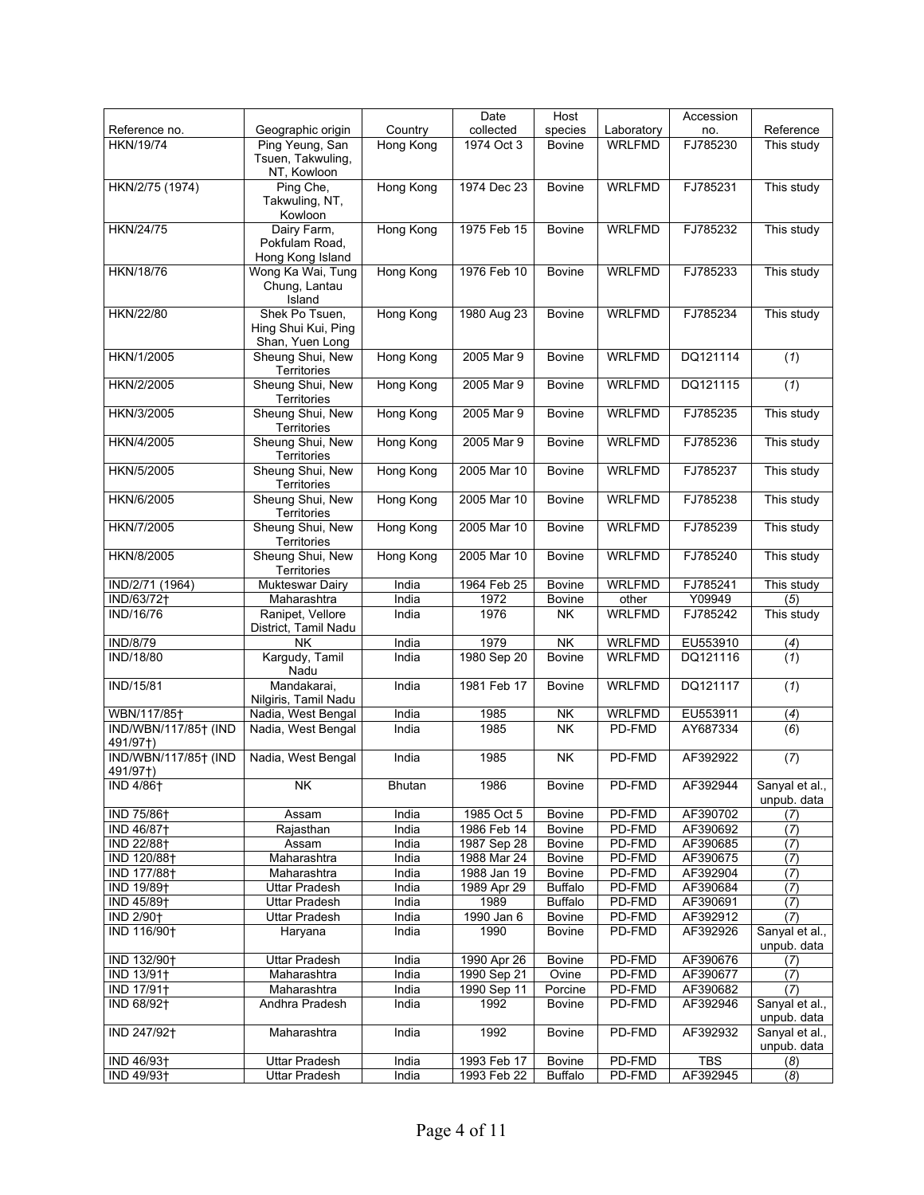| Reference no. | Geographic origin | Country | Date collected | Host species | Laboratory | Accession no. | Reference |
|---|---|---|---|---|---|---|---|
| HKN/19/74 | Ping Yeung, San Tsuen, Takwuling, NT, Kowloon | Hong Kong | 1974 Oct 3 | Bovine | WRLFMD | FJ785230 | This study |
| HKN/2/75 (1974) | Ping Che, Takwuling, NT, Kowloon | Hong Kong | 1974 Dec 23 | Bovine | WRLFMD | FJ785231 | This study |
| HKN/24/75 | Dairy Farm, Pokfulam Road, Hong Kong Island | Hong Kong | 1975 Feb 15 | Bovine | WRLFMD | FJ785232 | This study |
| HKN/18/76 | Wong Ka Wai, Tung Chung, Lantau Island | Hong Kong | 1976 Feb 10 | Bovine | WRLFMD | FJ785233 | This study |
| HKN/22/80 | Shek Po Tsuen, Hing Shui Kui, Ping Shan, Yuen Long | Hong Kong | 1980 Aug 23 | Bovine | WRLFMD | FJ785234 | This study |
| HKN/1/2005 | Sheung Shui, New Territories | Hong Kong | 2005 Mar 9 | Bovine | WRLFMD | DQ121114 | (*1*) |
| HKN/2/2005 | Sheung Shui, New Territories | Hong Kong | 2005 Mar 9 | Bovine | WRLFMD | DQ121115 | (*1*) |
| HKN/3/2005 | Sheung Shui, New Territories | Hong Kong | 2005 Mar 9 | Bovine | WRLFMD | FJ785235 | This study |
| HKN/4/2005 | Sheung Shui, New Territories | Hong Kong | 2005 Mar 9 | Bovine | WRLFMD | FJ785236 | This study |
| HKN/5/2005 | Sheung Shui, New Territories | Hong Kong | 2005 Mar 10 | Bovine | WRLFMD | FJ785237 | This study |
| HKN/6/2005 | Sheung Shui, New Territories | Hong Kong | 2005 Mar 10 | Bovine | WRLFMD | FJ785238 | This study |
| HKN/7/2005 | Sheung Shui, New Territories | Hong Kong | 2005 Mar 10 | Bovine | WRLFMD | FJ785239 | This study |
| HKN/8/2005 | Sheung Shui, New Territories | Hong Kong | 2005 Mar 10 | Bovine | WRLFMD | FJ785240 | This study |
| IND/2/71 (1964) | Mukteswar Dairy | India | 1964 Feb 25 | Bovine | WRLFMD | FJ785241 | This study |
| IND/63/72† | Maharashtra | India | 1972 | Bovine | other | Y09949 | (*5*) |
| IND/16/76 | Ranipet, Vellore District, Tamil Nadu | India | 1976 | NK | WRLFMD | FJ785242 | This study |
| IND/8/79 | NK | India | 1979 | NK | WRLFMD | EU553910 | (*4*) |
| IND/18/80 | Kargudy, Tamil Nadu | India | 1980 Sep 20 | Bovine | WRLFMD | DQ121116 | (*1*) |
| IND/15/81 | Mandakarai, Nilgiris, Tamil Nadu | India | 1981 Feb 17 | Bovine | WRLFMD | DQ121117 | (*1*) |
| WBN/117/85† | Nadia, West Bengal | India | 1985 | NK | WRLFMD | EU553911 | (*4*) |
| IND/WBN/117/85† (IND 491/97†) | Nadia, West Bengal | India | 1985 | NK | PD-FMD | AY687334 | (*6*) |
| IND/WBN/117/85† (IND 491/97†) | Nadia, West Bengal | India | 1985 | NK | PD-FMD | AF392922 | (*7*) |
| IND 4/86† | NK | Bhutan | 1986 | Bovine | PD-FMD | AF392944 | Sanyal et al., unpub. data |
| IND 75/86† | Assam | India | 1985 Oct 5 | Bovine | PD-FMD | AF390702 | (*7*) |
| IND 46/87† | Rajasthan | India | 1986 Feb 14 | Bovine | PD-FMD | AF390692 | (*7*) |
| IND 22/88† | Assam | India | 1987 Sep 28 | Bovine | PD-FMD | AF390685 | (*7*) |
| IND 120/88† | Maharashtra | India | 1988 Mar 24 | Bovine | PD-FMD | AF390675 | (*7*) |
| IND 177/88† | Maharashtra | India | 1988 Jan 19 | Bovine | PD-FMD | AF392904 | (*7*) |
| IND 19/89† | Uttar Pradesh | India | 1989 Apr 29 | Buffalo | PD-FMD | AF390684 | (*7*) |
| IND 45/89† | Uttar Pradesh | India | 1989 | Buffalo | PD-FMD | AF390691 | (*7*) |
| IND 2/90† | Uttar Pradesh | India | 1990 Jan 6 | Bovine | PD-FMD | AF392912 | (*7*) |
| IND 116/90† | Haryana | India | 1990 | Bovine | PD-FMD | AF392926 | Sanyal et al., unpub. data |
| IND 132/90† | Uttar Pradesh | India | 1990 Apr 26 | Bovine | PD-FMD | AF390676 | (*7*) |
| IND 13/91† | Maharashtra | India | 1990 Sep 21 | Ovine | PD-FMD | AF390677 | (*7*) |
| IND 17/91† | Maharashtra | India | 1990 Sep 11 | Porcine | PD-FMD | AF390682 | (*7*) |
| IND 68/92† | Andhra Pradesh | India | 1992 | Bovine | PD-FMD | AF392946 | Sanyal et al., unpub. data |
| IND 247/92† | Maharashtra | India | 1992 | Bovine | PD-FMD | AF392932 | Sanyal et al., unpub. data |
| IND 46/93† | Uttar Pradesh | India | 1993 Feb 17 | Bovine | PD-FMD | TBS | (*8*) |
| IND 49/93† | Uttar Pradesh | India | 1993 Feb 22 | Buffalo | PD-FMD | AF392945 | (*8*) |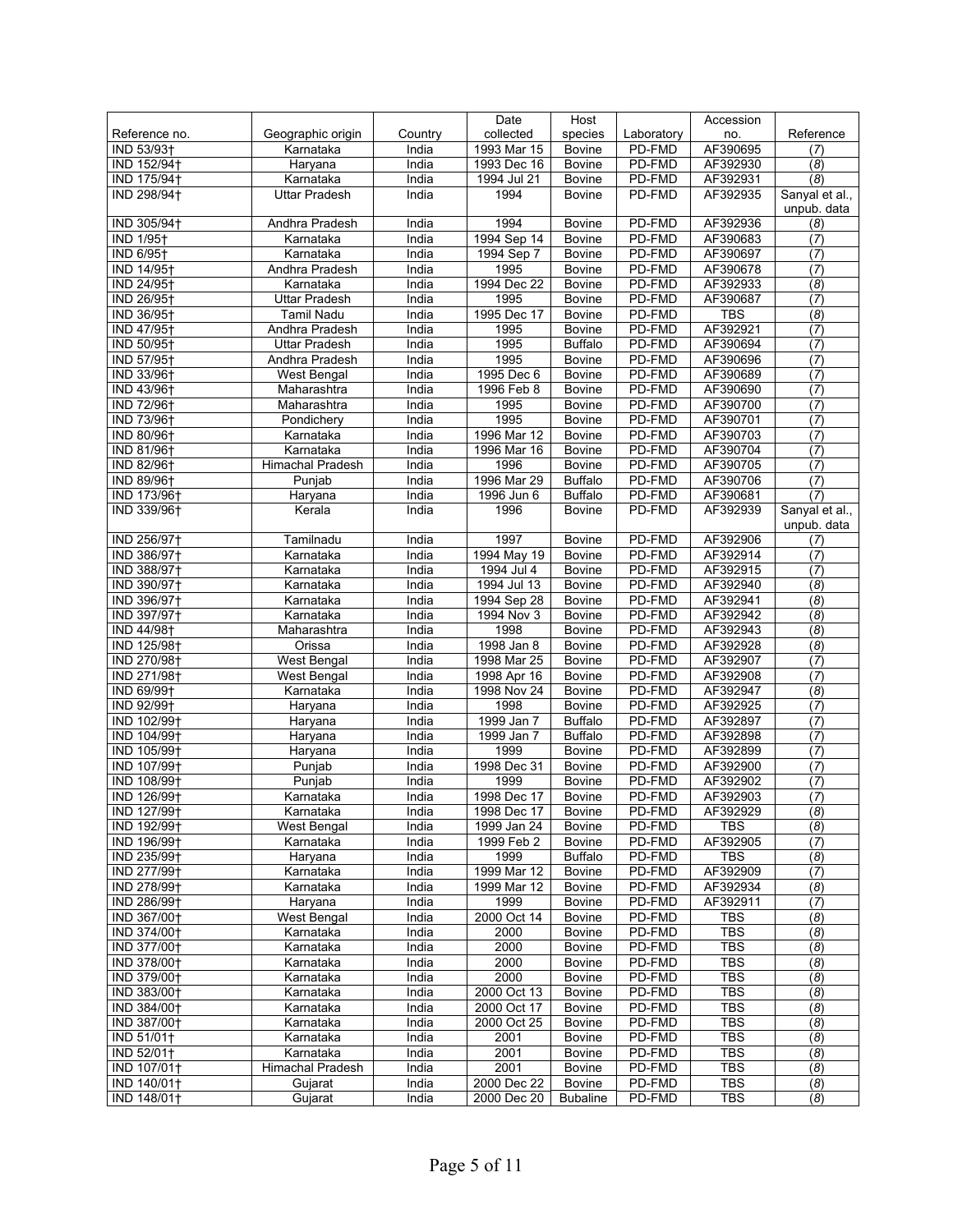| Reference no. | Geographic origin | Country | Date collected | Host species | Laboratory | Accession no. | Reference |
|---|---|---|---|---|---|---|---|
| IND 53/93† | Karnataka | India | 1993 Mar 15 | Bovine | PD-FMD | AF390695 | (*7*) |
| IND 152/94† | Haryana | India | 1993 Dec 16 | Bovine | PD-FMD | AF392930 | (*8*) |
| IND 175/94† | Karnataka | India | 1994 Jul 21 | Bovine | PD-FMD | AF392931 | (*8*) |
| IND 298/94† | Uttar Pradesh | India | 1994 | Bovine | PD-FMD | AF392935 | Sanyal et al., unpub. data |
| IND 305/94† | Andhra Pradesh | India | 1994 | Bovine | PD-FMD | AF392936 | (*8*) |
| IND 1/95† | Karnataka | India | 1994 Sep 14 | Bovine | PD-FMD | AF390683 | (*7*) |
| IND 6/95† | Karnataka | India | 1994 Sep 7 | Bovine | PD-FMD | AF390697 | (*7*) |
| IND 14/95† | Andhra Pradesh | India | 1995 | Bovine | PD-FMD | AF390678 | (*7*) |
| IND 24/95† | Karnataka | India | 1994 Dec 22 | Bovine | PD-FMD | AF392933 | (*8*) |
| IND 26/95† | Uttar Pradesh | India | 1995 | Bovine | PD-FMD | AF390687 | (*7*) |
| IND 36/95† | Tamil Nadu | India | 1995 Dec 17 | Bovine | PD-FMD | TBS | (*8*) |
| IND 47/95† | Andhra Pradesh | India | 1995 | Bovine | PD-FMD | AF392921 | (*7*) |
| IND 50/95† | Uttar Pradesh | India | 1995 | Buffalo | PD-FMD | AF390694 | (*7*) |
| IND 57/95† | Andhra Pradesh | India | 1995 | Bovine | PD-FMD | AF390696 | (*7*) |
| IND 33/96† | West Bengal | India | 1995 Dec 6 | Bovine | PD-FMD | AF390689 | (*7*) |
| IND 43/96† | Maharashtra | India | 1996 Feb 8 | Bovine | PD-FMD | AF390690 | (*7*) |
| IND 72/96† | Maharashtra | India | 1995 | Bovine | PD-FMD | AF390700 | (*7*) |
| IND 73/96† | Pondichery | India | 1995 | Bovine | PD-FMD | AF390701 | (*7*) |
| IND 80/96† | Karnataka | India | 1996 Mar 12 | Bovine | PD-FMD | AF390703 | (*7*) |
| IND 81/96† | Karnataka | India | 1996 Mar 16 | Bovine | PD-FMD | AF390704 | (*7*) |
| IND 82/96† | Himachal Pradesh | India | 1996 | Bovine | PD-FMD | AF390705 | (*7*) |
| IND 89/96† | Punjab | India | 1996 Mar 29 | Buffalo | PD-FMD | AF390706 | (*7*) |
| IND 173/96† | Haryana | India | 1996 Jun 6 | Buffalo | PD-FMD | AF390681 | (*7*) |
| IND 339/96† | Kerala | India | 1996 | Bovine | PD-FMD | AF392939 | Sanyal et al., unpub. data |
| IND 256/97† | Tamilnadu | India | 1997 | Bovine | PD-FMD | AF392906 | (*7*) |
| IND 386/97† | Karnataka | India | 1994 May 19 | Bovine | PD-FMD | AF392914 | (*7*) |
| IND 388/97† | Karnataka | India | 1994 Jul 4 | Bovine | PD-FMD | AF392915 | (*7*) |
| IND 390/97† | Karnataka | India | 1994 Jul 13 | Bovine | PD-FMD | AF392940 | (*8*) |
| IND 396/97† | Karnataka | India | 1994 Sep 28 | Bovine | PD-FMD | AF392941 | (*8*) |
| IND 397/97† | Karnataka | India | 1994 Nov 3 | Bovine | PD-FMD | AF392942 | (*8*) |
| IND 44/98† | Maharashtra | India | 1998 | Bovine | PD-FMD | AF392943 | (*8*) |
| IND 125/98† | Orissa | India | 1998 Jan 8 | Bovine | PD-FMD | AF392928 | (*8*) |
| IND 270/98† | West Bengal | India | 1998 Mar 25 | Bovine | PD-FMD | AF392907 | (*7*) |
| IND 271/98† | West Bengal | India | 1998 Apr 16 | Bovine | PD-FMD | AF392908 | (*7*) |
| IND 69/99† | Karnataka | India | 1998 Nov 24 | Bovine | PD-FMD | AF392947 | (*8*) |
| IND 92/99† | Haryana | India | 1998 | Bovine | PD-FMD | AF392925 | (*7*) |
| IND 102/99† | Haryana | India | 1999 Jan 7 | Buffalo | PD-FMD | AF392897 | (*7*) |
| IND 104/99† | Haryana | India | 1999 Jan 7 | Buffalo | PD-FMD | AF392898 | (*7*) |
| IND 105/99† | Haryana | India | 1999 | Bovine | PD-FMD | AF392899 | (*7*) |
| IND 107/99† | Punjab | India | 1998 Dec 31 | Bovine | PD-FMD | AF392900 | (*7*) |
| IND 108/99† | Punjab | India | 1999 | Bovine | PD-FMD | AF392902 | (*7*) |
| IND 126/99† | Karnataka | India | 1998 Dec 17 | Bovine | PD-FMD | AF392903 | (*7*) |
| IND 127/99† | Karnataka | India | 1998 Dec 17 | Bovine | PD-FMD | AF392929 | (*8*) |
| IND 192/99† | West Bengal | India | 1999 Jan 24 | Bovine | PD-FMD | TBS | (*8*) |
| IND 196/99† | Karnataka | India | 1999 Feb 2 | Bovine | PD-FMD | AF392905 | (*7*) |
| IND 235/99† | Haryana | India | 1999 | Buffalo | PD-FMD | TBS | (*8*) |
| IND 277/99† | Karnataka | India | 1999 Mar 12 | Bovine | PD-FMD | AF392909 | (*7*) |
| IND 278/99† | Karnataka | India | 1999 Mar 12 | Bovine | PD-FMD | AF392934 | (*8*) |
| IND 286/99† | Haryana | India | 1999 | Bovine | PD-FMD | AF392911 | (*7*) |
| IND 367/00† | West Bengal | India | 2000 Oct 14 | Bovine | PD-FMD | TBS | (*8*) |
| IND 374/00† | Karnataka | India | 2000 | Bovine | PD-FMD | TBS | (*8*) |
| IND 377/00† | Karnataka | India | 2000 | Bovine | PD-FMD | TBS | (*8*) |
| IND 378/00† | Karnataka | India | 2000 | Bovine | PD-FMD | TBS | (*8*) |
| IND 379/00† | Karnataka | India | 2000 | Bovine | PD-FMD | TBS | (*8*) |
| IND 383/00† | Karnataka | India | 2000 Oct 13 | Bovine | PD-FMD | TBS | (*8*) |
| IND 384/00† | Karnataka | India | 2000 Oct 17 | Bovine | PD-FMD | TBS | (*8*) |
| IND 387/00† | Karnataka | India | 2000 Oct 25 | Bovine | PD-FMD | TBS | (*8*) |
| IND 51/01† | Karnataka | India | 2001 | Bovine | PD-FMD | TBS | (*8*) |
| IND 52/01† | Karnataka | India | 2001 | Bovine | PD-FMD | TBS | (*8*) |
| IND 107/01† | Himachal Pradesh | India | 2001 | Bovine | PD-FMD | TBS | (*8*) |
| IND 140/01† | Gujarat | India | 2000 Dec 22 | Bovine | PD-FMD | TBS | (*8*) |
| IND 148/01† | Gujarat | India | 2000 Dec 20 | Bubaline | PD-FMD | TBS | (*8*) |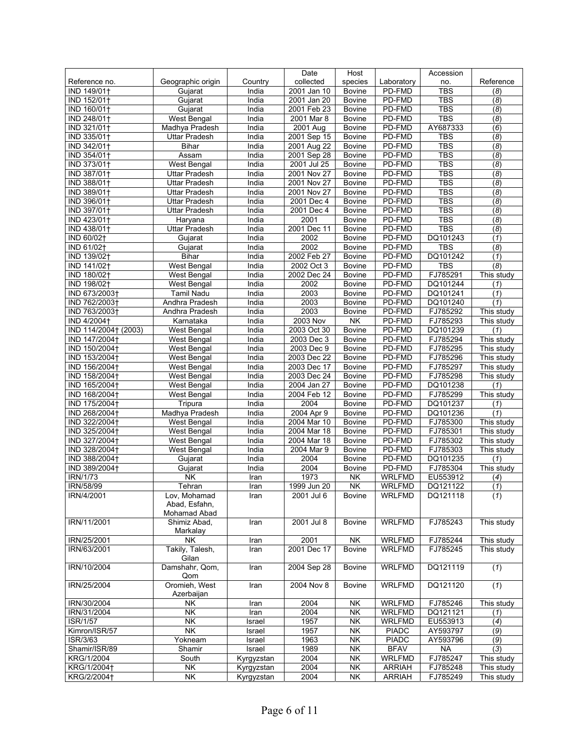| Reference no. | Geographic origin | Country | Date collected | Host species | Laboratory | Accession no. | Reference |
|---|---|---|---|---|---|---|---|
| IND 149/01† | Gujarat | India | 2001 Jan 10 | Bovine | PD-FMD | TBS | (*8*) |
| IND 152/01† | Gujarat | India | 2001 Jan 20 | Bovine | PD-FMD | TBS | (*8*) |
| IND 160/01† | Gujarat | India | 2001 Feb 23 | Bovine | PD-FMD | TBS | (*8*) |
| IND 248/01† | West Bengal | India | 2001 Mar 8 | Bovine | PD-FMD | TBS | (*8*) |
| IND 321/01† | Madhya Pradesh | India | 2001 Aug | Bovine | PD-FMD | AY687333 | (*6*) |
| IND 335/01† | Uttar Pradesh | India | 2001 Sep 15 | Bovine | PD-FMD | TBS | (*8*) |
| IND 342/01† | Bihar | India | 2001 Aug 22 | Bovine | PD-FMD | TBS | (*8*) |
| IND 354/01† | Assam | India | 2001 Sep 28 | Bovine | PD-FMD | TBS | (*8*) |
| IND 373/01† | West Bengal | India | 2001 Jul 25 | Bovine | PD-FMD | TBS | (*8*) |
| IND 387/01† | Uttar Pradesh | India | 2001 Nov 27 | Bovine | PD-FMD | TBS | (*8*) |
| IND 388/01† | Uttar Pradesh | India | 2001 Nov 27 | Bovine | PD-FMD | TBS | (*8*) |
| IND 389/01† | Uttar Pradesh | India | 2001 Nov 27 | Bovine | PD-FMD | TBS | (*8*) |
| IND 396/01† | Uttar Pradesh | India | 2001 Dec 4 | Bovine | PD-FMD | TBS | (*8*) |
| IND 397/01† | Uttar Pradesh | India | 2001 Dec 4 | Bovine | PD-FMD | TBS | (*8*) |
| IND 423/01† | Haryana | India | 2001 | Bovine | PD-FMD | TBS | (*8*) |
| IND 438/01† | Uttar Pradesh | India | 2001 Dec 11 | Bovine | PD-FMD | TBS | (*8*) |
| IND 60/02† | Gujarat | India | 2002 | Bovine | PD-FMD | DQ101243 | (*1*) |
| IND 61/02† | Gujarat | India | 2002 | Bovine | PD-FMD | TBS | (*8*) |
| IND 139/02† | Bihar | India | 2002 Feb 27 | Bovine | PD-FMD | DQ101242 | (*1*) |
| IND 141/02† | West Bengal | India | 2002 Oct 3 | Bovine | PD-FMD | TBS | (*8*) |
| IND 180/02† | West Bengal | India | 2002 Dec 24 | Bovine | PD-FMD | FJ785291 | This study |
| IND 198/02† | West Bengal | India | 2002 | Bovine | PD-FMD | DQ101244 | (*1*) |
| IND 673/2003† | Tamil Nadu | India | 2003 | Bovine | PD-FMD | DQ101241 | (*1*) |
| IND 762/2003† | Andhra Pradesh | India | 2003 | Bovine | PD-FMD | DQ101240 | (*1*) |
| IND 763/2003† | Andhra Pradesh | India | 2003 | Bovine | PD-FMD | FJ785292 | This study |
| IND 4/2004† | Karnataka | India | 2003 Nov | NK | PD-FMD | FJ785293 | This study |
| IND 114/2004† (2003) | West Bengal | India | 2003 Oct 30 | Bovine | PD-FMD | DQ101239 | (*1*) |
| IND 147/2004† | West Bengal | India | 2003 Dec 3 | Bovine | PD-FMD | FJ785294 | This study |
| IND 150/2004† | West Bengal | India | 2003 Dec 9 | Bovine | PD-FMD | FJ785295 | This study |
| IND 153/2004† | West Bengal | India | 2003 Dec 22 | Bovine | PD-FMD | FJ785296 | This study |
| IND 156/2004† | West Bengal | India | 2003 Dec 17 | Bovine | PD-FMD | FJ785297 | This study |
| IND 158/2004† | West Bengal | India | 2003 Dec 24 | Bovine | PD-FMD | FJ785298 | This study |
| IND 165/2004† | West Bengal | India | 2004 Jan 27 | Bovine | PD-FMD | DQ101238 | (*1*) |
| IND 168/2004† | West Bengal | India | 2004 Feb 12 | Bovine | PD-FMD | FJ785299 | This study |
| IND 175/2004† | Tripura | India | 2004 | Bovine | PD-FMD | DQ101237 | (*1*) |
| IND 268/2004† | Madhya Pradesh | India | 2004 Apr 9 | Bovine | PD-FMD | DQ101236 | (*1*) |
| IND 322/2004† | West Bengal | India | 2004 Mar 10 | Bovine | PD-FMD | FJ785300 | This study |
| IND 325/2004† | West Bengal | India | 2004 Mar 18 | Bovine | PD-FMD | FJ785301 | This study |
| IND 327/2004† | West Bengal | India | 2004 Mar 18 | Bovine | PD-FMD | FJ785302 | This study |
| IND 328/2004† | West Bengal | India | 2004 Mar 9 | Bovine | PD-FMD | FJ785303 | This study |
| IND 388/2004† | Gujarat | India | 2004 | Bovine | PD-FMD | DQ101235 | (*1*) |
| IND 389/2004† | Gujarat | India | 2004 | Bovine | PD-FMD | FJ785304 | This study |
| IRN/1/73 | NK | Iran | 1973 | NK | WRLFMD | EU553912 | (*4*) |
| IRN/58/99 | Tehran | Iran | 1999 Jun 20 | NK | WRLFMD | DQ121122 | (*1*) |
| IRN/4/2001 | Lov, Mohamad Abad, Esfahn, Mohamad Abad | Iran | 2001 Jul 6 | Bovine | WRLFMD | DQ121118 | (*1*) |
| IRN/11/2001 | Shimiz Abad, Markalay | Iran | 2001 Jul 8 | Bovine | WRLFMD | FJ785243 | This study |
| IRN/25/2001 | NK | Iran | 2001 | NK | WRLFMD | FJ785244 | This study |
| IRN/63/2001 | Takily, Talesh, Gilan | Iran | 2001 Dec 17 | Bovine | WRLFMD | FJ785245 | This study |
| IRN/10/2004 | Damshahr, Qom, Qom | Iran | 2004 Sep 28 | Bovine | WRLFMD | DQ121119 | (*1*) |
| IRN/25/2004 | Oromieh, West Azerbaijan | Iran | 2004 Nov 8 | Bovine | WRLFMD | DQ121120 | (*1*) |
| IRN/30/2004 | NK | Iran | 2004 | NK | WRLFMD | FJ785246 | This study |
| IRN/31/2004 | NK | Iran | 2004 | NK | WRLFMD | DQ121121 | (*1*) |
| ISR/1/57 | NK | Israel | 1957 | NK | WRLFMD | EU553913 | (*4*) |
| Kimron/ISR/57 | NK | Israel | 1957 | NK | PIADC | AY593797 | (*9*) |
| ISR/3/63 | Yokneam | Israel | 1963 | NK | PIADC | AY593796 | (*9*) |
| Shamir/ISR/89 | Shamir | Israel | 1989 | NK | BFAV | NA | (*3*) |
| KRG/1/2004 | South | Kyrgyzstan | 2004 | NK | WRLFMD | FJ785247 | This study |
| KRG/1/2004† | NK | Kyrgyzstan | 2004 | NK | ARRIAH | FJ785248 | This study |
| KRG/2/2004† | NK | Kyrgyzstan | 2004 | NK | ARRIAH | FJ785249 | This study |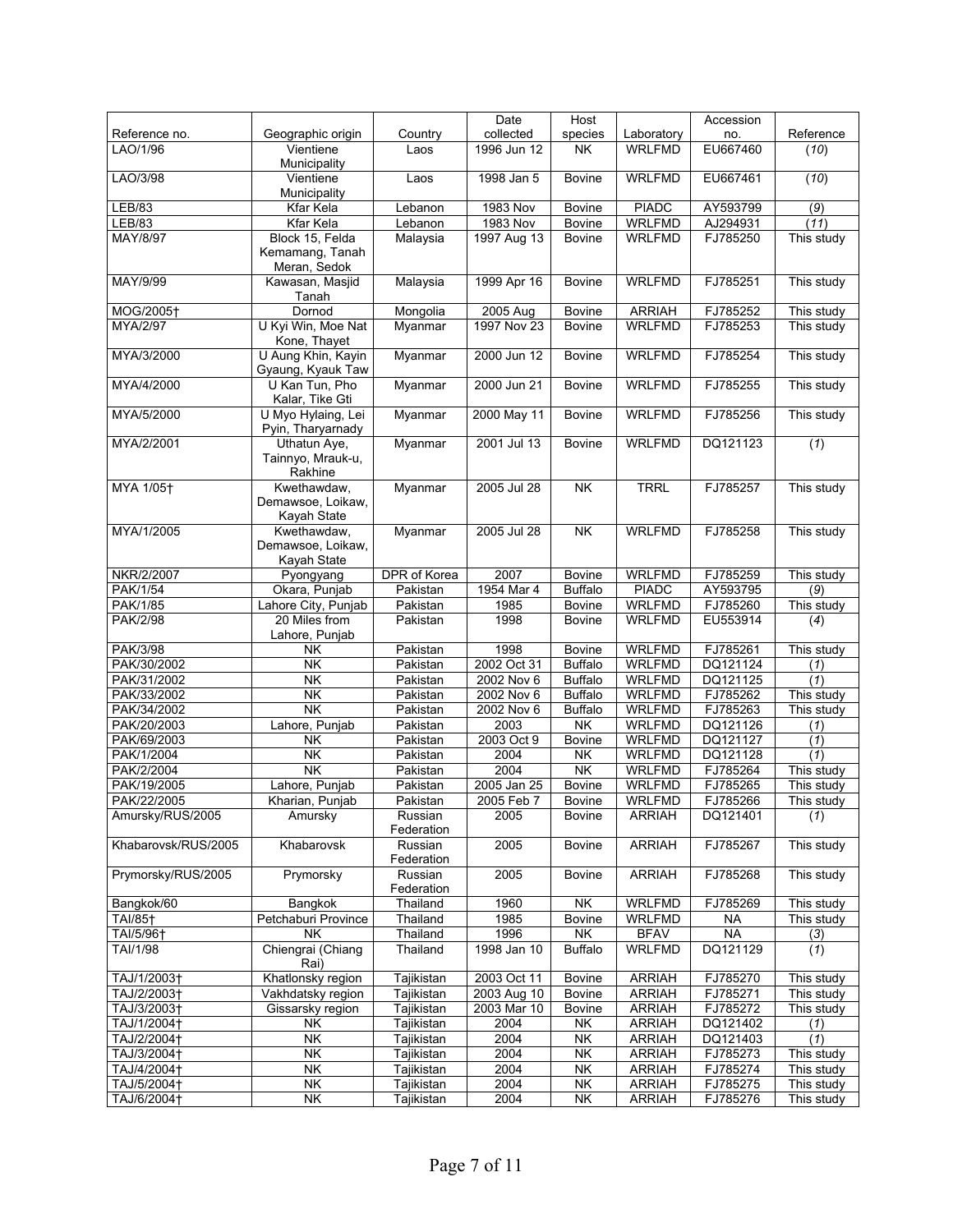| Reference no. | Geographic origin | Country | Date collected | Host species | Laboratory | Accession no. | Reference |
|---|---|---|---|---|---|---|---|
| LAO/1/96 | Vientiene Municipality | Laos | 1996 Jun 12 | NK | WRLFMD | EU667460 | (*10*) |
| LAO/3/98 | Vientiene Municipality | Laos | 1998 Jan 5 | Bovine | WRLFMD | EU667461 | (*10*) |
| LEB/83 | Kfar Kela | Lebanon | 1983 Nov | Bovine | PIADC | AY593799 | (*9*) |
| LEB/83 | Kfar Kela | Lebanon | 1983 Nov | Bovine | WRLFMD | AJ294931 | (*11*) |
| MAY/8/97 | Block 15, Felda Kemamang, Tanah Meran, Sedok | Malaysia | 1997 Aug 13 | Bovine | WRLFMD | FJ785250 | This study |
| MAY/9/99 | Kawasan, Masjid Tanah | Malaysia | 1999 Apr 16 | Bovine | WRLFMD | FJ785251 | This study |
| MOG/2005† | Dornod | Mongolia | 2005 Aug | Bovine | ARRIAH | FJ785252 | This study |
| MYA/2/97 | U Kyi Win, Moe Nat Kone, Thayet | Myanmar | 1997 Nov 23 | Bovine | WRLFMD | FJ785253 | This study |
| MYA/3/2000 | U Aung Khin, Kayin Gyaung, Kyauk Taw | Myanmar | 2000 Jun 12 | Bovine | WRLFMD | FJ785254 | This study |
| MYA/4/2000 | U Kan Tun, Pho Kalar, Tike Gti | Myanmar | 2000 Jun 21 | Bovine | WRLFMD | FJ785255 | This study |
| MYA/5/2000 | U Myo Hylaing, Lei Pyin, Tharyarnady | Myanmar | 2000 May 11 | Bovine | WRLFMD | FJ785256 | This study |
| MYA/2/2001 | Uthatun Aye, Tainnyo, Mrauk-u, Rakhine | Myanmar | 2001 Jul 13 | Bovine | WRLFMD | DQ121123 | (*1*) |
| MYA 1/05† | Kwethawdaw, Demawsoe, Loikaw, Kayah State | Myanmar | 2005 Jul 28 | NK | TRRL | FJ785257 | This study |
| MYA/1/2005 | Kwethawdaw, Demawsoe, Loikaw, Kayah State | Myanmar | 2005 Jul 28 | NK | WRLFMD | FJ785258 | This study |
| NKR/2/2007 | Pyongyang | DPR of Korea | 2007 | Bovine | WRLFMD | FJ785259 | This study |
| PAK/1/54 | Okara, Punjab | Pakistan | 1954 Mar 4 | Buffalo | PIADC | AY593795 | (*9*) |
| PAK/1/85 | Lahore City, Punjab | Pakistan | 1985 | Bovine | WRLFMD | FJ785260 | This study |
| PAK/2/98 | 20 Miles from Lahore, Punjab | Pakistan | 1998 | Bovine | WRLFMD | EU553914 | (*4*) |
| PAK/3/98 | NK | Pakistan | 1998 | Bovine | WRLFMD | FJ785261 | This study |
| PAK/30/2002 | NK | Pakistan | 2002 Oct 31 | Buffalo | WRLFMD | DQ121124 | (*1*) |
| PAK/31/2002 | NK | Pakistan | 2002 Nov 6 | Buffalo | WRLFMD | DQ121125 | (*1*) |
| PAK/33/2002 | NK | Pakistan | 2002 Nov 6 | Buffalo | WRLFMD | FJ785262 | This study |
| PAK/34/2002 | NK | Pakistan | 2002 Nov 6 | Buffalo | WRLFMD | FJ785263 | This study |
| PAK/20/2003 | Lahore, Punjab | Pakistan | 2003 | NK | WRLFMD | DQ121126 | (*1*) |
| PAK/69/2003 | NK | Pakistan | 2003 Oct 9 | Bovine | WRLFMD | DQ121127 | (*1*) |
| PAK/1/2004 | NK | Pakistan | 2004 | NK | WRLFMD | DQ121128 | (*1*) |
| PAK/2/2004 | NK | Pakistan | 2004 | NK | WRLFMD | FJ785264 | This study |
| PAK/19/2005 | Lahore, Punjab | Pakistan | 2005 Jan 25 | Bovine | WRLFMD | FJ785265 | This study |
| PAK/22/2005 | Kharian, Punjab | Pakistan | 2005 Feb 7 | Bovine | WRLFMD | FJ785266 | This study |
| Amursky/RUS/2005 | Amursky | Russian Federation | 2005 | Bovine | ARRIAH | DQ121401 | (*1*) |
| Khabarovsk/RUS/2005 | Khabarovsk | Russian Federation | 2005 | Bovine | ARRIAH | FJ785267 | This study |
| Prymorsky/RUS/2005 | Prymorsky | Russian Federation | 2005 | Bovine | ARRIAH | FJ785268 | This study |
| Bangkok/60 | Bangkok | Thailand | 1960 | NK | WRLFMD | FJ785269 | This study |
| TAI/85† | Petchaburi Province | Thailand | 1985 | Bovine | WRLFMD | NA | This study |
| TAI/5/96† | NK | Thailand | 1996 | NK | BFAV | NA | (*3*) |
| TAI/1/98 | Chiengrai (Chiang Rai) | Thailand | 1998 Jan 10 | Buffalo | WRLFMD | DQ121129 | (*1*) |
| TAJ/1/2003† | Khatlonsky region | Tajikistan | 2003 Oct 11 | Bovine | ARRIAH | FJ785270 | This study |
| TAJ/2/2003† | Vakhdatsky region | Tajikistan | 2003 Aug 10 | Bovine | ARRIAH | FJ785271 | This study |
| TAJ/3/2003† | Gissarsky region | Tajikistan | 2003 Mar 10 | Bovine | ARRIAH | FJ785272 | This study |
| TAJ/1/2004† | NK | Tajikistan | 2004 | NK | ARRIAH | DQ121402 | (*1*) |
| TAJ/2/2004† | NK | Tajikistan | 2004 | NK | ARRIAH | DQ121403 | (*1*) |
| TAJ/3/2004† | NK | Tajikistan | 2004 | NK | ARRIAH | FJ785273 | This study |
| TAJ/4/2004† | NK | Tajikistan | 2004 | NK | ARRIAH | FJ785274 | This study |
| TAJ/5/2004† | NK | Tajikistan | 2004 | NK | ARRIAH | FJ785275 | This study |
| TAJ/6/2004† | NK | Tajikistan | 2004 | NK | ARRIAH | FJ785276 | This study |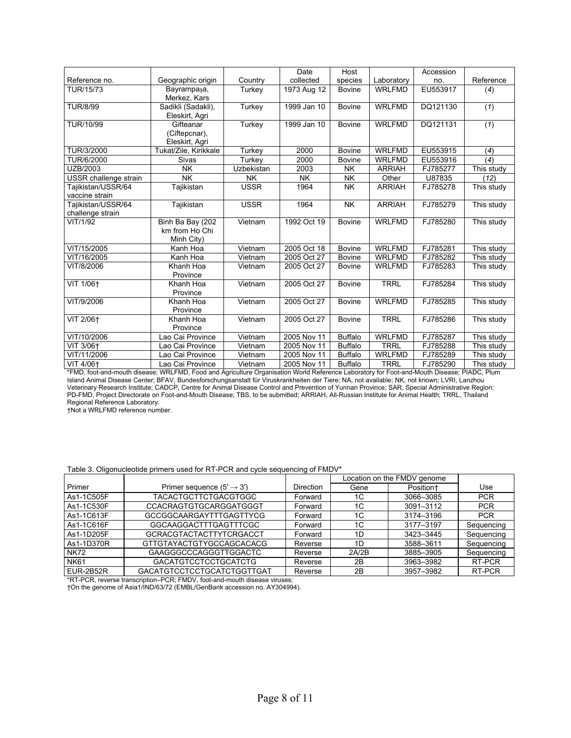| Reference no. | Geographic origin | Country | Date collected | Host species | Laboratory | Accession no. | Reference |
|---|---|---|---|---|---|---|---|
| TUR/15/73 | Bayrampaşa, Merkez, Kars | Turkey | 1973 Aug 12 | Bovine | WRLFMD | EU553917 | (*4*) |
| TUR/8/99 | Sadikli (Sadakli), Eleskirt, Agri | Turkey | 1999 Jan 10 | Bovine | WRLFMD | DQ121130 | (*1*) |
| TUR/10/99 | Gifteanar (Ciftepcnar), Eleskirt, Agri | Turkey | 1999 Jan 10 | Bovine | WRLFMD | DQ121131 | (*1*) |
| TUR/3/2000 | Tukat/Zile, Kirikkale | Turkey | 2000 | Bovine | WRLFMD | EU553915 | (*4*) |
| TUR/6/2000 | Sivas | Turkey | 2000 | Bovine | WRLFMD | EU553916 | (*4*) |
| UZB/2003 | NK | Uzbekistan | 2003 | NK | ARRIAH | FJ785277 | This study |
| USSR challenge strain | NK | NK | NK | NK | Other | U87835 | (*12*) |
| Tajikistan/USSR/64 vaccine strain | Tajikistan | USSR | 1964 | NK | ARRIAH | FJ785278 | This study |
| Tajikistan/USSR/64 challenge strain | Tajikistan | USSR | 1964 | NK | ARRIAH | FJ785279 | This study |
| VIT/1/92 | Binh Ba Bay (202 km from Ho Chi Minh City) | Vietnam | 1992 Oct 19 | Bovine | WRLFMD | FJ785280 | This study |
| VIT/15/2005 | Kanh Hoa | Vietnam | 2005 Oct 18 | Bovine | WRLFMD | FJ785281 | This study |
| VIT/16/2005 | Kanh Hoa | Vietnam | 2005 Oct 27 | Bovine | WRLFMD | FJ785282 | This study |
| VIT/8/2006 | Khanh Hoa Province | Vietnam | 2005 Oct 27 | Bovine | WRLFMD | FJ785283 | This study |
| VIT 1/06† | Khanh Hoa Province | Vietnam | 2005 Oct 27 | Bovine | TRRL | FJ785284 | This study |
| VIT/9/2006 | Khanh Hoa Province | Vietnam | 2005 Oct 27 | Bovine | WRLFMD | FJ785285 | This study |
| VIT 2/06† | Khanh Hoa Province | Vietnam | 2005 Oct 27 | Bovine | TRRL | FJ785286 | This study |
| VIT/10/2006 | Lao Cai Province | Vietnam | 2005 Nov 11 | Buffalo | WRLFMD | FJ785287 | This study |
| VIT 3/06† | Lao Cai Province | Vietnam | 2005 Nov 11 | Buffalo | TRRL | FJ785288 | This study |
| VIT/11/2006 | Lao Cai Province | Vietnam | 2005 Nov 11 | Buffalo | WRLFMD | FJ785289 | This study |
| VIT 4/06† | Lao Cai Province | Vietnam | 2005 Nov 11 | Buffalo | TRRL | FJ785290 | This study |

*FMD, foot-and-mouth disease; WRLFMD, Food and Agriculture Organisation World Reference Laboratory for Foot-and-Mouth Disease; PIADC, Plum Island Animal Disease Center; BFAV, Bundesforschungsanstalt für Viruskrankheiten der Tiere; NA, not available; NK, not known; LVRI, Lanzhou Veterinary Research Institute; CADCP, Centre for Animal Disease Control and Prevention of Yunnan Province; SAR, Special Administrative Region; PD-FMD, Project Directorate on Foot-and-Mouth Disease; TBS, to be submitted; ARRIAH, All-Russian Institute for Animal Health; TRRL, Thailand Regional Reference Laboratory.

†Not a WRLFMD reference number.

Table 3. Oligonucleotide primers used for RT-PCR and cycle sequencing of FMDV*

| Primer | Primer sequence (5′ → 3′) | Direction | Location on the FMDV genome | | Use |
|---|---|---|---|---|---|
| | | | Gene | Position† | |
| As1-1C505F | TACACTGCTTCTGACGTGGC | Forward | 1C | 3066–3085 | PCR |
| As1-1C530F | CCACRAGTGTGCARGGATGGGT | Forward | 1C | 3091–3112 | PCR |
| As1-1C613F | GCCGGCAARGAYTTTGAGTTYCG | Forward | 1C | 3174–3196 | PCR |
| As1-1C616F | GGCAAGGACTTTGAGTTTCGC | Forward | 1C | 3177–3197 | Sequencing |
| As1-1D205F | GCRACGTACTACTTYTCRGACCT | Forward | 1D | 3423–3445 | Sequencing |
| As1-1D370R | GTTGTAYACTGTYGCCAGCACACG | Reverse | 1D | 3588–3611 | Sequencing |
| NK72 | GAAGGGCCCAGGGTTGGACTC | Reverse | 2A/2B | 3885–3905 | Sequencing |
| NK61 | GACATGTCCTCCTGCATCTG | Reverse | 2B | 3963–3982 | RT-PCR |
| EUR-2B52R | GACATGTCCTCCTGCATCTGGTTGAT | Reverse | 2B | 3957–3982 | RT-PCR |

*RT-PCR, reverse transcription–PCR; FMDV, foot-and-mouth disease viruses;

†On the genome of Asia1/IND/63/72 (EMBL/GenBank accession no. AY304994).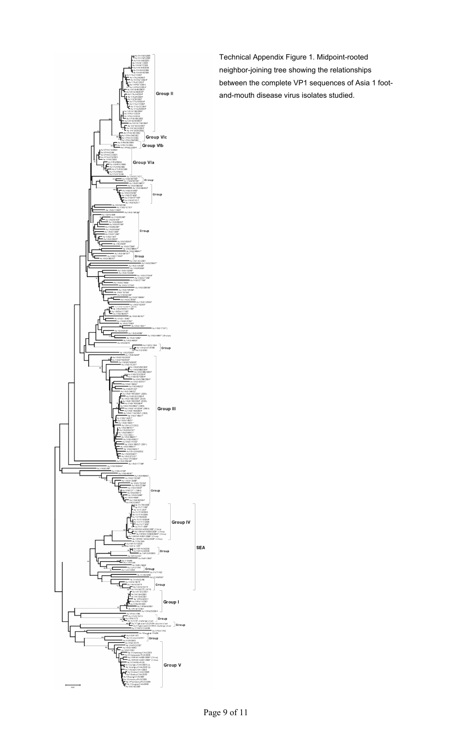Technical Appendix Figure 1. Midpoint-rooted neighbor-joining tree showing the relationships between the complete VP1 sequences of Asia 1 foot-and-mouth disease virus isolates studied.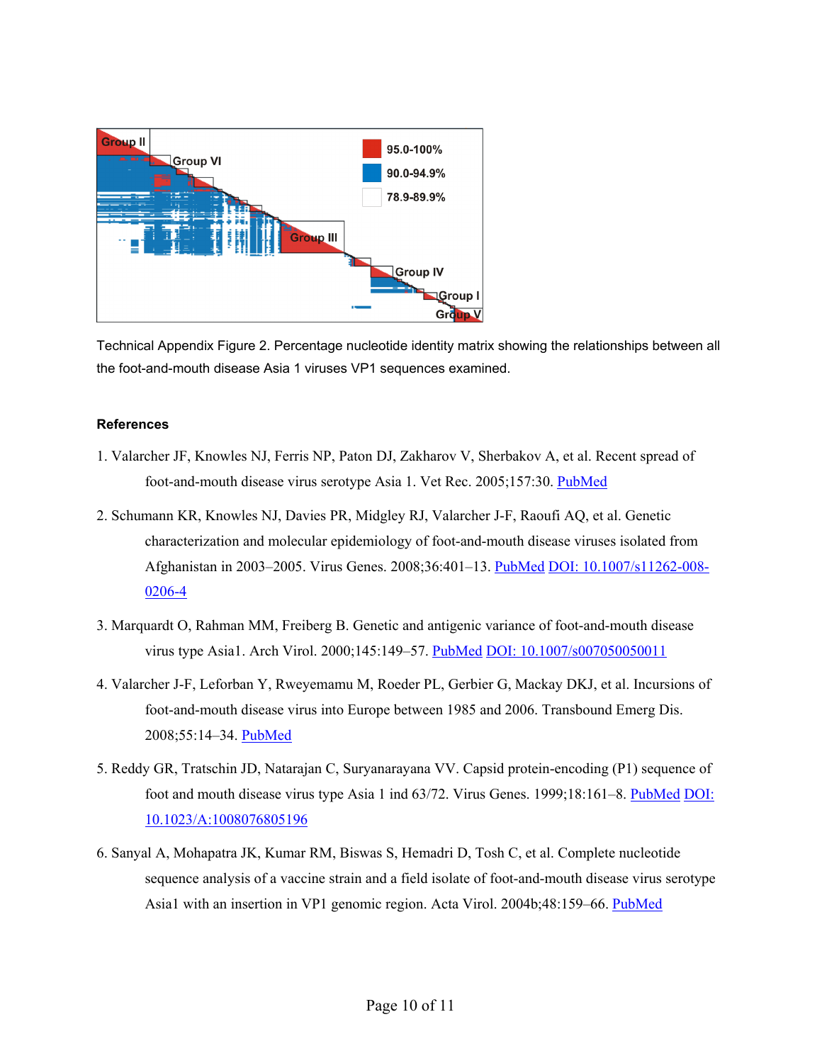Technical Appendix Figure 2. Percentage nucleotide identity matrix showing the relationships between all the foot-and-mouth disease Asia 1 viruses VP1 sequences examined.

## References

1. Valarcher JF, Knowles NJ, Ferris NP, Paton DJ, Zakharov V, Sherbakov A, et al. Recent spread of foot-and-mouth disease virus serotype Asia 1. Vet Rec. 2005;157:30. PubMed

2. Schumann KR, Knowles NJ, Davies PR, Midgley RJ, Valarcher J-F, Raoufi AQ, et al. Genetic characterization and molecular epidemiology of foot-and-mouth disease viruses isolated from Afghanistan in 2003–2005. Virus Genes. 2008;36:401–13. PubMed DOI: 10.1007/s11262-008-0206-4

3. Marquardt O, Rahman MM, Freiberg B. Genetic and antigenic variance of foot-and-mouth disease virus type Asia1. Arch Virol. 2000;145:149–57. PubMed DOI: 10.1007/s007050050011

4. Valarcher J-F, Leforban Y, Rweyemamu M, Roeder PL, Gerbier G, Mackay DKJ, et al. Incursions of foot-and-mouth disease virus into Europe between 1985 and 2006. Transbound Emerg Dis. 2008;55:14–34. PubMed

5. Reddy GR, Tratschin JD, Natarajan C, Suryanarayana VV. Capsid protein-encoding (P1) sequence of foot and mouth disease virus type Asia 1 ind 63/72. Virus Genes. 1999;18:161–8. PubMed DOI: 10.1023/A:1008076805196

6. Sanyal A, Mohapatra JK, Kumar RM, Biswas S, Hemadri D, Tosh C, et al. Complete nucleotide sequence analysis of a vaccine strain and a field isolate of foot-and-mouth disease virus serotype Asia1 with an insertion in VP1 genomic region. Acta Virol. 2004b;48:159–66. PubMed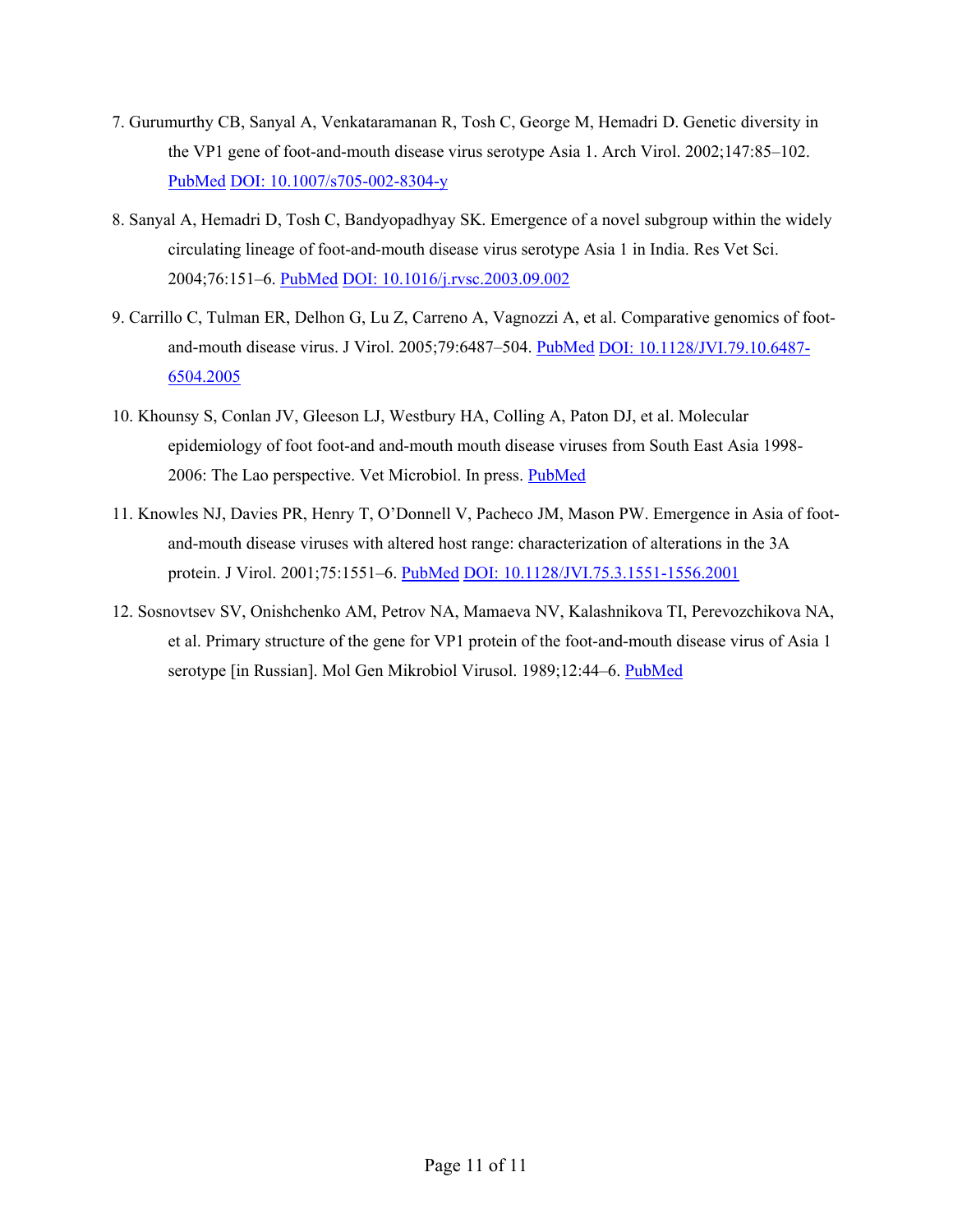7. Gurumurthy CB, Sanyal A, Venkataramanan R, Tosh C, George M, Hemadri D. Genetic diversity in the VP1 gene of foot-and-mouth disease virus serotype Asia 1. Arch Virol. 2002;147:85–102. PubMed DOI: 10.1007/s705-002-8304-y

8. Sanyal A, Hemadri D, Tosh C, Bandyopadhyay SK. Emergence of a novel subgroup within the widely circulating lineage of foot-and-mouth disease virus serotype Asia 1 in India. Res Vet Sci. 2004;76:151–6. PubMed DOI: 10.1016/j.rvsc.2003.09.002

9. Carrillo C, Tulman ER, Delhon G, Lu Z, Carreno A, Vagnozzi A, et al. Comparative genomics of foot-and-mouth disease virus. J Virol. 2005;79:6487–504. PubMed DOI: 10.1128/JVI.79.10.6487-6504.2005

10. Khounsy S, Conlan JV, Gleeson LJ, Westbury HA, Colling A, Paton DJ, et al. Molecular epidemiology of foot foot-and and-mouth mouth disease viruses from South East Asia 1998-2006: The Lao perspective. Vet Microbiol. In press. PubMed

11. Knowles NJ, Davies PR, Henry T, O'Donnell V, Pacheco JM, Mason PW. Emergence in Asia of foot-and-mouth disease viruses with altered host range: characterization of alterations in the 3A protein. J Virol. 2001;75:1551–6. PubMed DOI: 10.1128/JVI.75.3.1551-1556.2001

12. Sosnovtsev SV, Onishchenko AM, Petrov NA, Mamaeva NV, Kalashnikova TI, Perevozchikova NA, et al. Primary structure of the gene for VP1 protein of the foot-and-mouth disease virus of Asia 1 serotype [in Russian]. Mol Gen Mikrobiol Virusol. 1989;12:44–6. PubMed